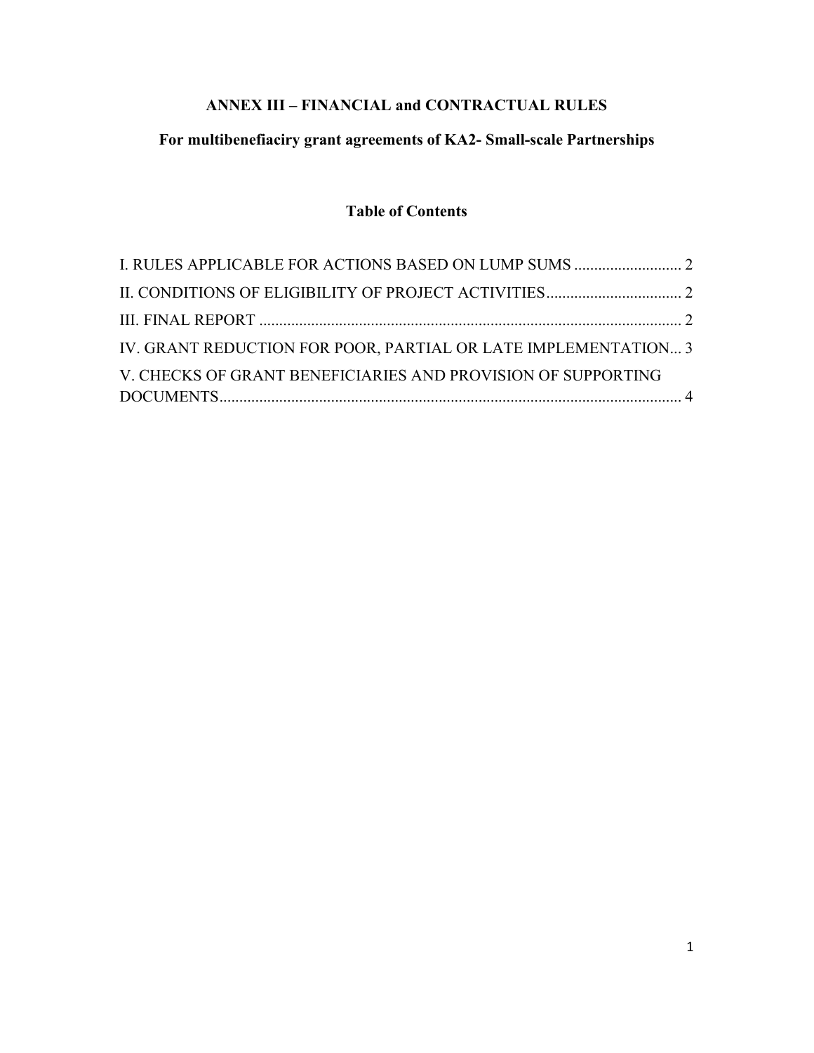# ANNEX III – FINANCIAL and CONTRACTUAL RULES

## For multibenefiaciry grant agreements of KA2- Small-scale Partnerships

### Table of Contents

I. RULES APPLICABLE FOR ACTIONS BASED ON LUMP SUMS ........................... 2

II. CONDITIONS OF ELIGIBILITY OF PROJECT ACTIVITIES.................................. 2

III. FINAL REPORT ........................................................................................................... 2

IV. GRANT REDUCTION FOR POOR, PARTIAL OR LATE IMPLEMENTATION... 3

V. CHECKS OF GRANT BENEFICIARIES AND PROVISION OF SUPPORTING DOCUMENTS.................................................................................................................... 4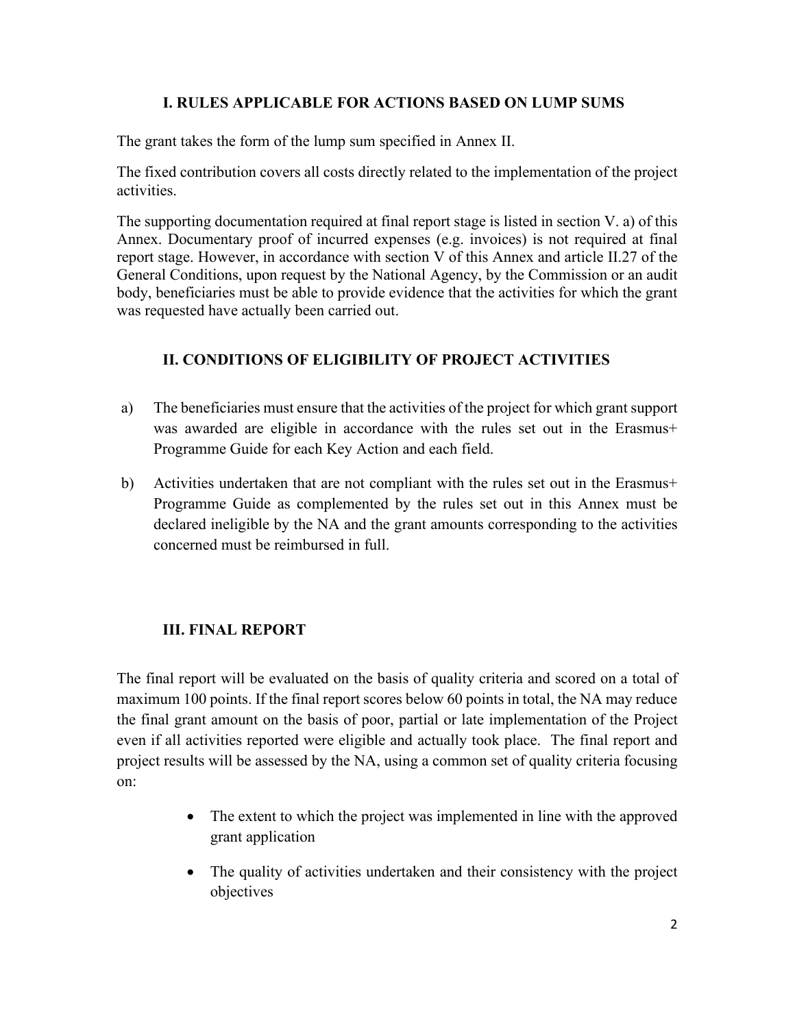## I. RULES APPLICABLE FOR ACTIONS BASED ON LUMP SUMS

The grant takes the form of the lump sum specified in Annex II.

The fixed contribution covers all costs directly related to the implementation of the project activities.

The supporting documentation required at final report stage is listed in section V. a) of this Annex. Documentary proof of incurred expenses (e.g. invoices) is not required at final report stage. However, in accordance with section V of this Annex and article II.27 of the General Conditions, upon request by the National Agency, by the Commission or an audit body, beneficiaries must be able to provide evidence that the activities for which the grant was requested have actually been carried out.

## II. CONDITIONS OF ELIGIBILITY OF PROJECT ACTIVITIES

a) The beneficiaries must ensure that the activities of the project for which grant support was awarded are eligible in accordance with the rules set out in the Erasmus+ Programme Guide for each Key Action and each field.

b) Activities undertaken that are not compliant with the rules set out in the Erasmus+ Programme Guide as complemented by the rules set out in this Annex must be declared ineligible by the NA and the grant amounts corresponding to the activities concerned must be reimbursed in full.

## III. FINAL REPORT

The final report will be evaluated on the basis of quality criteria and scored on a total of maximum 100 points. If the final report scores below 60 points in total, the NA may reduce the final grant amount on the basis of poor, partial or late implementation of the Project even if all activities reported were eligible and actually took place. The final report and project results will be assessed by the NA, using a common set of quality criteria focusing on:

- The extent to which the project was implemented in line with the approved grant application
- The quality of activities undertaken and their consistency with the project objectives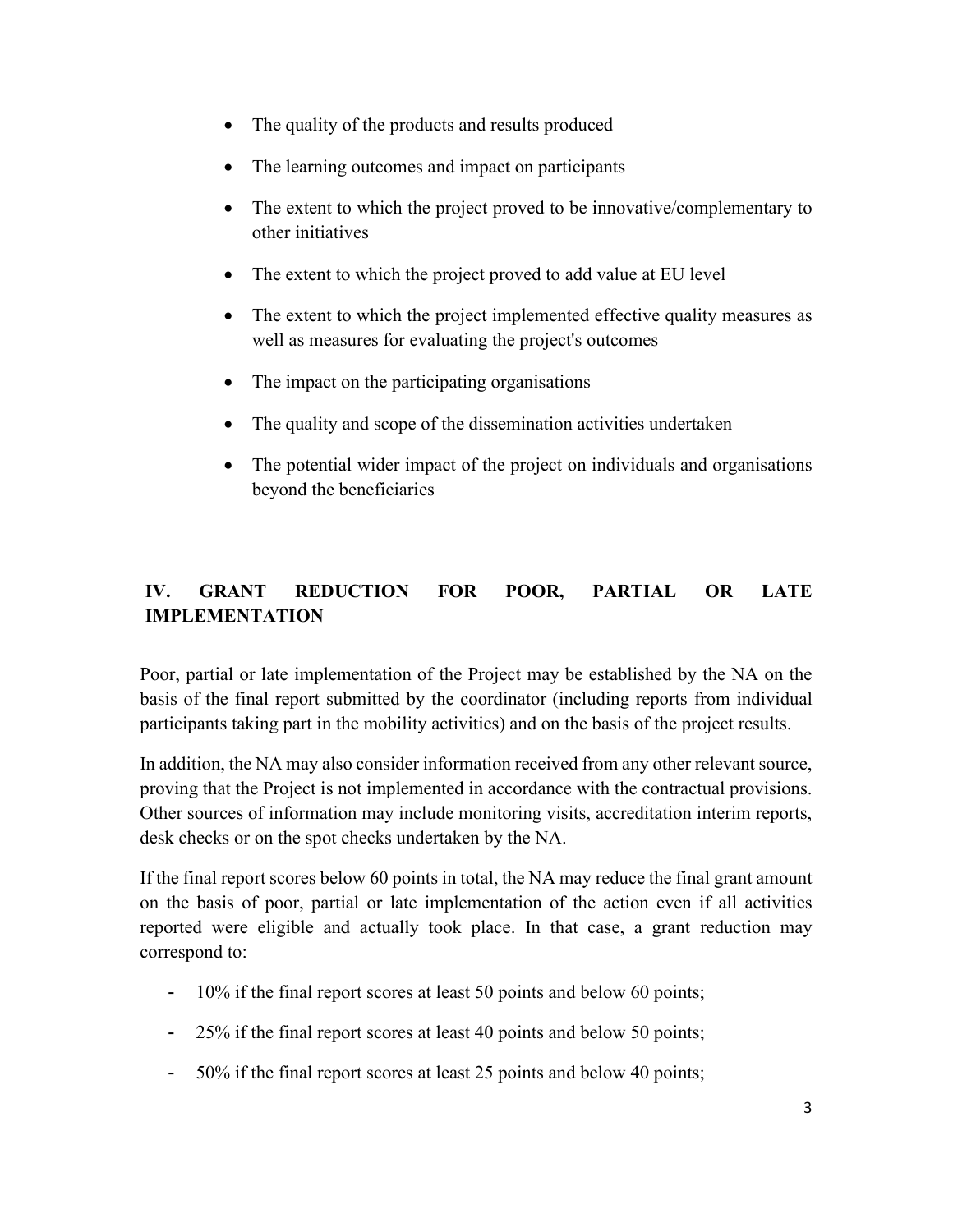- The quality of the products and results produced
- The learning outcomes and impact on participants
- The extent to which the project proved to be innovative/complementary to other initiatives
- The extent to which the project proved to add value at EU level
- The extent to which the project implemented effective quality measures as well as measures for evaluating the project's outcomes
- The impact on the participating organisations
- The quality and scope of the dissemination activities undertaken
- The potential wider impact of the project on individuals and organisations beyond the beneficiaries

## IV. GRANT REDUCTION FOR POOR, PARTIAL OR LATE IMPLEMENTATION

Poor, partial or late implementation of the Project may be established by the NA on the basis of the final report submitted by the coordinator (including reports from individual participants taking part in the mobility activities) and on the basis of the project results.

In addition, the NA may also consider information received from any other relevant source, proving that the Project is not implemented in accordance with the contractual provisions. Other sources of information may include monitoring visits, accreditation interim reports, desk checks or on the spot checks undertaken by the NA.

If the final report scores below 60 points in total, the NA may reduce the final grant amount on the basis of poor, partial or late implementation of the action even if all activities reported were eligible and actually took place. In that case, a grant reduction may correspond to:

- 10% if the final report scores at least 50 points and below 60 points;
- 25% if the final report scores at least 40 points and below 50 points;
- 50% if the final report scores at least 25 points and below 40 points;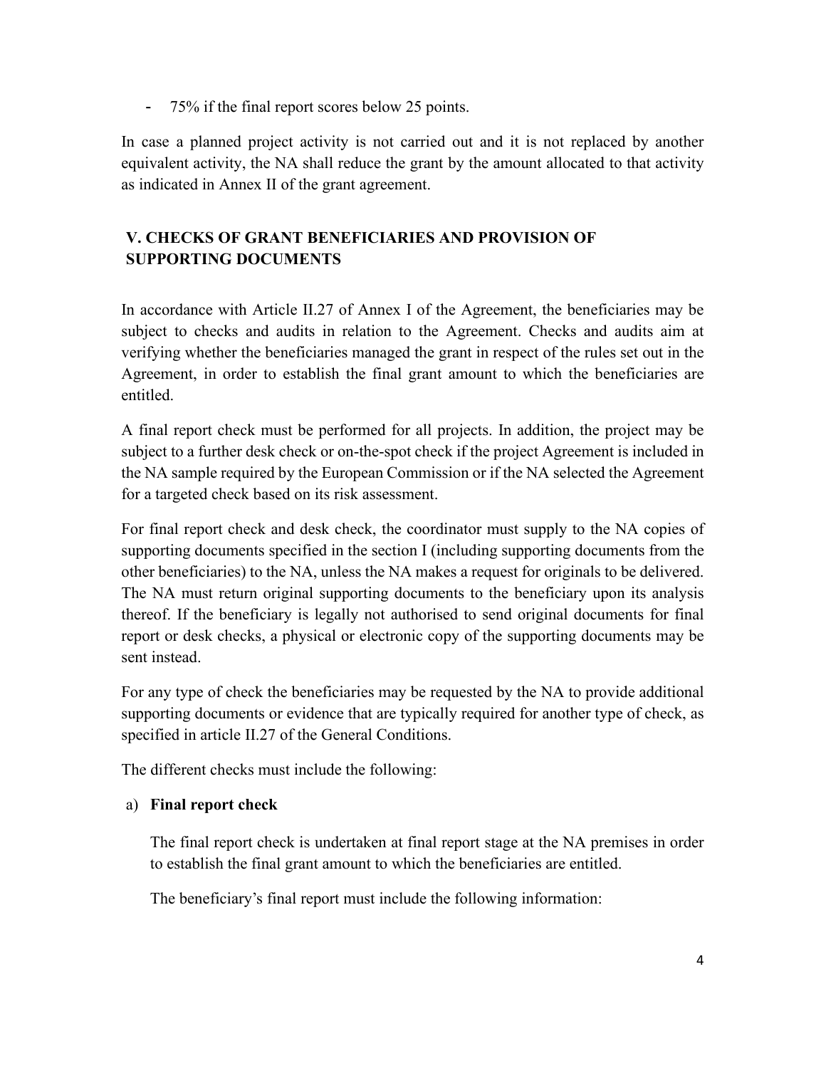- 75% if the final report scores below 25 points.

In case a planned project activity is not carried out and it is not replaced by another equivalent activity, the NA shall reduce the grant by the amount allocated to that activity as indicated in Annex II of the grant agreement.

## V. CHECKS OF GRANT BENEFICIARIES AND PROVISION OF SUPPORTING DOCUMENTS

In accordance with Article II.27 of Annex I of the Agreement, the beneficiaries may be subject to checks and audits in relation to the Agreement. Checks and audits aim at verifying whether the beneficiaries managed the grant in respect of the rules set out in the Agreement, in order to establish the final grant amount to which the beneficiaries are entitled.

A final report check must be performed for all projects. In addition, the project may be subject to a further desk check or on-the-spot check if the project Agreement is included in the NA sample required by the European Commission or if the NA selected the Agreement for a targeted check based on its risk assessment.

For final report check and desk check, the coordinator must supply to the NA copies of supporting documents specified in the section I (including supporting documents from the other beneficiaries) to the NA, unless the NA makes a request for originals to be delivered. The NA must return original supporting documents to the beneficiary upon its analysis thereof. If the beneficiary is legally not authorised to send original documents for final report or desk checks, a physical or electronic copy of the supporting documents may be sent instead.

For any type of check the beneficiaries may be requested by the NA to provide additional supporting documents or evidence that are typically required for another type of check, as specified in article II.27 of the General Conditions.

The different checks must include the following:

a) **Final report check**

The final report check is undertaken at final report stage at the NA premises in order to establish the final grant amount to which the beneficiaries are entitled.

The beneficiary's final report must include the following information: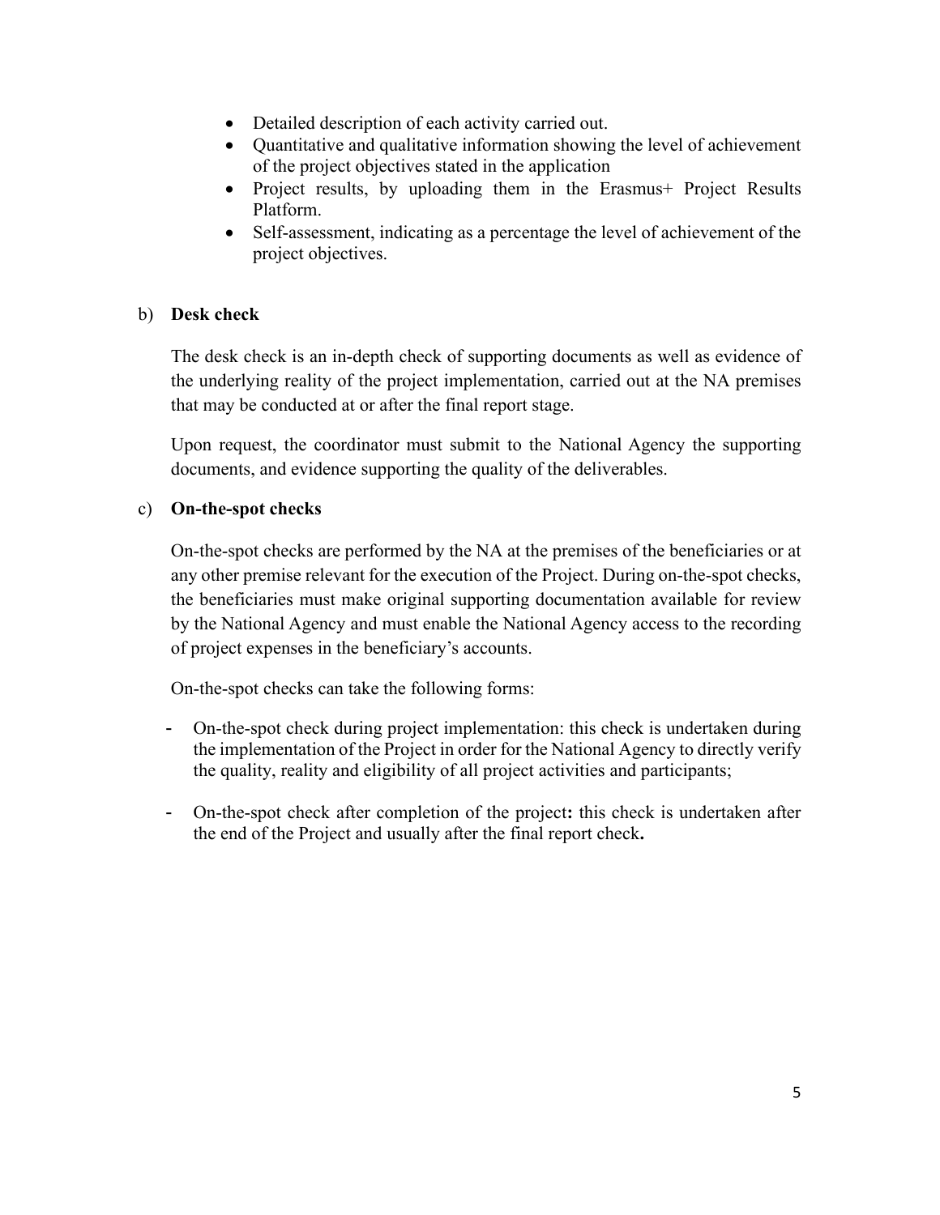- Detailed description of each activity carried out.
- Quantitative and qualitative information showing the level of achievement of the project objectives stated in the application
- Project results, by uploading them in the Erasmus+ Project Results Platform.
- Self-assessment, indicating as a percentage the level of achievement of the project objectives.

b) **Desk check**

The desk check is an in-depth check of supporting documents as well as evidence of the underlying reality of the project implementation, carried out at the NA premises that may be conducted at or after the final report stage.

Upon request, the coordinator must submit to the National Agency the supporting documents, and evidence supporting the quality of the deliverables.

c) **On-the-spot checks**

On-the-spot checks are performed by the NA at the premises of the beneficiaries or at any other premise relevant for the execution of the Project. During on-the-spot checks, the beneficiaries must make original supporting documentation available for review by the National Agency and must enable the National Agency access to the recording of project expenses in the beneficiary's accounts.

On-the-spot checks can take the following forms:

- On-the-spot check during project implementation: this check is undertaken during the implementation of the Project in order for the National Agency to directly verify the quality, reality and eligibility of all project activities and participants;

- On-the-spot check after completion of the project**:** this check is undertaken after the end of the Project and usually after the final report check**.**